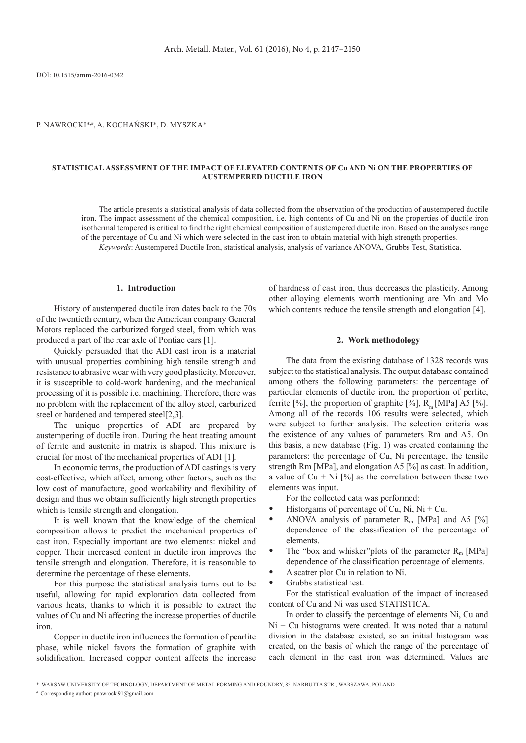DOI: 10.1515/amm-2016-0342

P. NAWROCKI*,#, A. KOCHAŃSKI*, D. MYSZKA*

# STATISTICAL ASSESSMENT OF THE IMPACT OF ELEVATED CONTENTS OF Cu AND Ni ON THE PROPERTIES OF AUSTEMPERED DUCTILE IRON

The article presents a statistical analysis of data collected from the observation of the production of austempered ductile iron. The impact assessment of the chemical composition, i.e. high contents of Cu and Ni on the properties of ductile iron isothermal tempered is critical to find the right chemical composition of austempered ductile iron. Based on the analyses range of the percentage of Cu and Ni which were selected in the cast iron to obtain material with high strength properties.

*Keywords*: Austempered Ductile Iron, statistical analysis, analysis of variance ANOVA, Grubbs Test, Statistica.

## 1. Introduction

History of austempered ductile iron dates back to the 70s of the twentieth century, when the American company General Motors replaced the carburized forged steel, from which was produced a part of the rear axle of Pontiac cars [1].

Quickly persuaded that the ADI cast iron is a material with unusual properties combining high tensile strength and resistance to abrasive wear with very good plasticity. Moreover, it is susceptible to cold-work hardening, and the mechanical processing of it is possible i.e. machining. Therefore, there was no problem with the replacement of the alloy steel, carburized steel or hardened and tempered steel[2,3].

The unique properties of ADI are prepared by austempering of ductile iron. During the heat treating amount of ferrite and austenite in matrix is shaped. This mixture is crucial for most of the mechanical properties of ADI [1].

In economic terms, the production of ADI castings is very cost-effective, which affect, among other factors, such as the low cost of manufacture, good workability and flexibility of design and thus we obtain sufficiently high strength properties which is tensile strength and elongation.

It is well known that the knowledge of the chemical composition allows to predict the mechanical properties of cast iron. Especially important are two elements: nickel and copper. Their increased content in ductile iron improves the tensile strength and elongation. Therefore, it is reasonable to determine the percentage of these elements.

For this purpose the statistical analysis turns out to be useful, allowing for rapid exploration data collected from various heats, thanks to which it is possible to extract the values of Cu and Ni affecting the increase properties of ductile iron.

Copper in ductile iron influences the formation of pearlite phase, while nickel favors the formation of graphite with solidification. Increased copper content affects the increase of hardness of cast iron, thus decreases the plasticity. Among other alloying elements worth mentioning are Mn and Mo which contents reduce the tensile strength and elongation [4].

## 2. Work methodology

The data from the existing database of 1328 records was subject to the statistical analysis. The output database contained among others the following parameters: the percentage of particular elements of ductile iron, the proportion of perlite, ferrite [%], the proportion of graphite [%], $R_m$ [MPa] A5 [%]. Among all of the records 106 results were selected, which were subject to further analysis. The selection criteria was the existence of any values of parameters Rm and A5. On this basis, a new database (Fig. 1) was created containing the parameters: the percentage of Cu, Ni percentage, the tensile strength Rm [MPa], and elongation A5 [%] as cast. In addition, a value of Cu + Ni [%] as the correlation between these two elements was input.

For the collected data was performed:

- Historgams of percentage of Cu, Ni, Ni + Cu.
- ANOVA analysis of parameter $R_m$ [MPa] and A5 [%] dependence of the classification of the percentage of elements.
- The "box and whisker"plots of the parameter $R_m$ [MPa] dependence of the classification percentage of elements.
- A scatter plot Cu in relation to Ni.
- Grubbs statistical test.

For the statistical evaluation of the impact of increased content of Cu and Ni was used STATISTICA.

In order to classify the percentage of elements Ni, Cu and Ni + Cu histograms were created. It was noted that a natural division in the database existed, so an initial histogram was created, on the basis of which the range of the percentage of each element in the cast iron was determined. Values are

---

\* WARSAW UNIVERSITY OF TECHNOLOGY, DEPARTMENT OF METAL FORMING AND FOUNDRY, 85 .NARBUTTA STR., WARSZAWA, POLAND

\# Corresponding author: pnawrocki91@gmail.com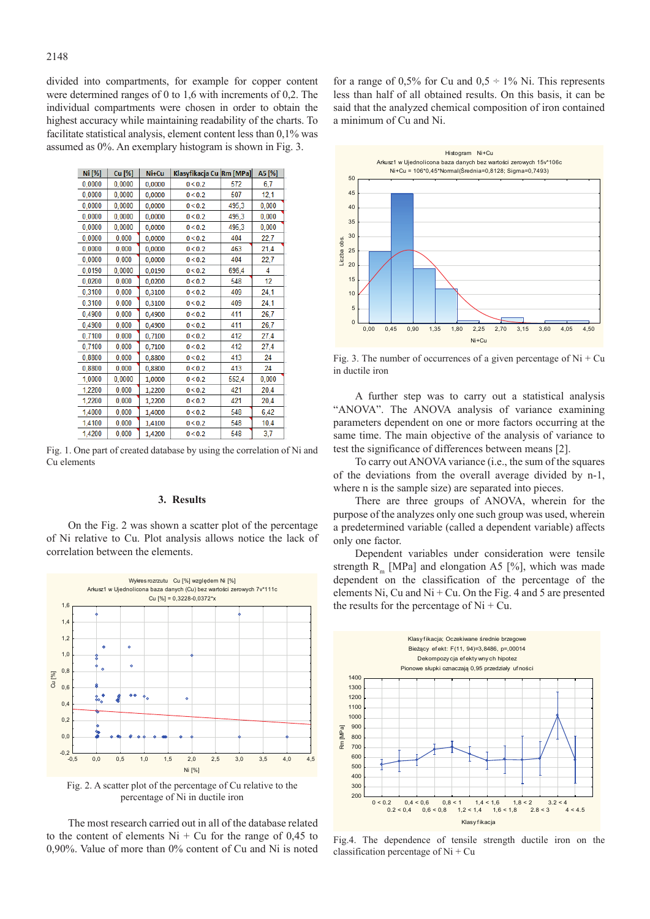divided into compartments, for example for copper content were determined ranges of 0 to 1,6 with increments of 0,2. The individual compartments were chosen in order to obtain the highest accuracy while maintaining readability of the charts. To facilitate statistical analysis, element content less than 0,1% was assumed as 0%. An exemplary histogram is shown in Fig. 3.

| Ni [%] | Cu [%] | Ni+Cu | Klasyfikacja Cu | Rm [MPa] | A5 [%] |
|---|---|---|---|---|---|
| 0,0000 | 0,0000 | 0,0000 | 0 < 0.2 | 572 | 6,7 |
| 0,0000 | 0,0000 | 0,0000 | 0 < 0.2 | 507 | 12,1 |
| 0,0000 | 0,0000 | 0,0000 | 0 < 0.2 | 495,3 | 0,000 |
| 0,0000 | 0,0000 | 0,0000 | 0 < 0.2 | 495,3 | 0,000 |
| 0,0000 | 0,0000 | 0,0000 | 0 < 0.2 | 495,3 | 0,000 |
| 0,0000 | 0,000 | 0,0000 | 0 < 0.2 | 404 | 22,7 |
| 0,0000 | 0,000 | 0,0000 | 0 < 0.2 | 463 | 21,4 |
| 0,0000 | 0,000 | 0,0000 | 0 < 0.2 | 404 | 22,7 |
| 0,0190 | 0,0000 | 0,0190 | 0 < 0.2 | 696,4 | 4 |
| 0,0200 | 0,000 | 0,0200 | 0 < 0.2 | 548 | 12 |
| 0,3100 | 0,000 | 0,3100 | 0 < 0.2 | 409 | 24,1 |
| 0,3100 | 0,000 | 0,3100 | 0 < 0.2 | 409 | 24,1 |
| 0,4900 | 0,000 | 0,4900 | 0 < 0.2 | 411 | 26,7 |
| 0,4900 | 0,000 | 0,4900 | 0 < 0.2 | 411 | 26,7 |
| 0,7100 | 0,000 | 0,7100 | 0 < 0.2 | 412 | 27,4 |
| 0,7100 | 0,000 | 0,7100 | 0 < 0.2 | 412 | 27,4 |
| 0,8800 | 0,000 | 0,8800 | 0 < 0.2 | 413 | 24 |
| 0,8800 | 0,000 | 0,8800 | 0 < 0.2 | 413 | 24 |
| 1,0000 | 0,0000 | 1,0000 | 0 < 0.2 | 552,4 | 0,000 |
| 1,2200 | 0,000 | 1,2200 | 0 < 0.2 | 421 | 20,4 |
| 1,2200 | 0,000 | 1,2200 | 0 < 0.2 | 421 | 20,4 |
| 1,4000 | 0,000 | 1,4000 | 0 < 0.2 | 548 | 6,42 |
| 1,4100 | 0,000 | 1,4100 | 0 < 0.2 | 548 | 10,4 |
| 1,4200 | 0,000 | 1,4200 | 0 < 0.2 | 548 | 3,7 |

Fig. 1. One part of created database by using the correlation of Ni and Cu elements

## 3. Results

On the Fig. 2 was shown a scatter plot of the percentage of Ni relative to Cu. Plot analysis allows notice the lack of correlation between the elements.

Fig. 2. A scatter plot of the percentage of Cu relative to the percentage of Ni in ductile iron

The most research carried out in all of the database related to the content of elements Ni + Cu for the range of 0,45 to 0,90%. Value of more than 0% content of Cu and Ni is noted for a range of 0,5% for Cu and 0,5 ÷ 1% Ni. This represents less than half of all obtained results. On this basis, it can be said that the analyzed chemical composition of iron contained a minimum of Cu and Ni.

Fig. 3. The number of occurrences of a given percentage of Ni + Cu in ductile iron

A further step was to carry out a statistical analysis "ANOVA". The ANOVA analysis of variance examining parameters dependent on one or more factors occurring at the same time. The main objective of the analysis of variance to test the significance of differences between means [2].

To carry out ANOVA variance (i.e., the sum of the squares of the deviations from the overall average divided by n-1, where n is the sample size) are separated into pieces.

There are three groups of ANOVA, wherein for the purpose of the analyzes only one such group was used, wherein a predetermined variable (called a dependent variable) affects only one factor.

Dependent variables under consideration were tensile strength $R_m$ [MPa] and elongation A5 [%], which was made dependent on the classification of the percentage of the elements Ni, Cu and Ni + Cu. On the Fig. 4 and 5 are presented the results for the percentage of Ni + Cu.

Fig.4. The dependence of tensile strength ductile iron on the classification percentage of Ni + Cu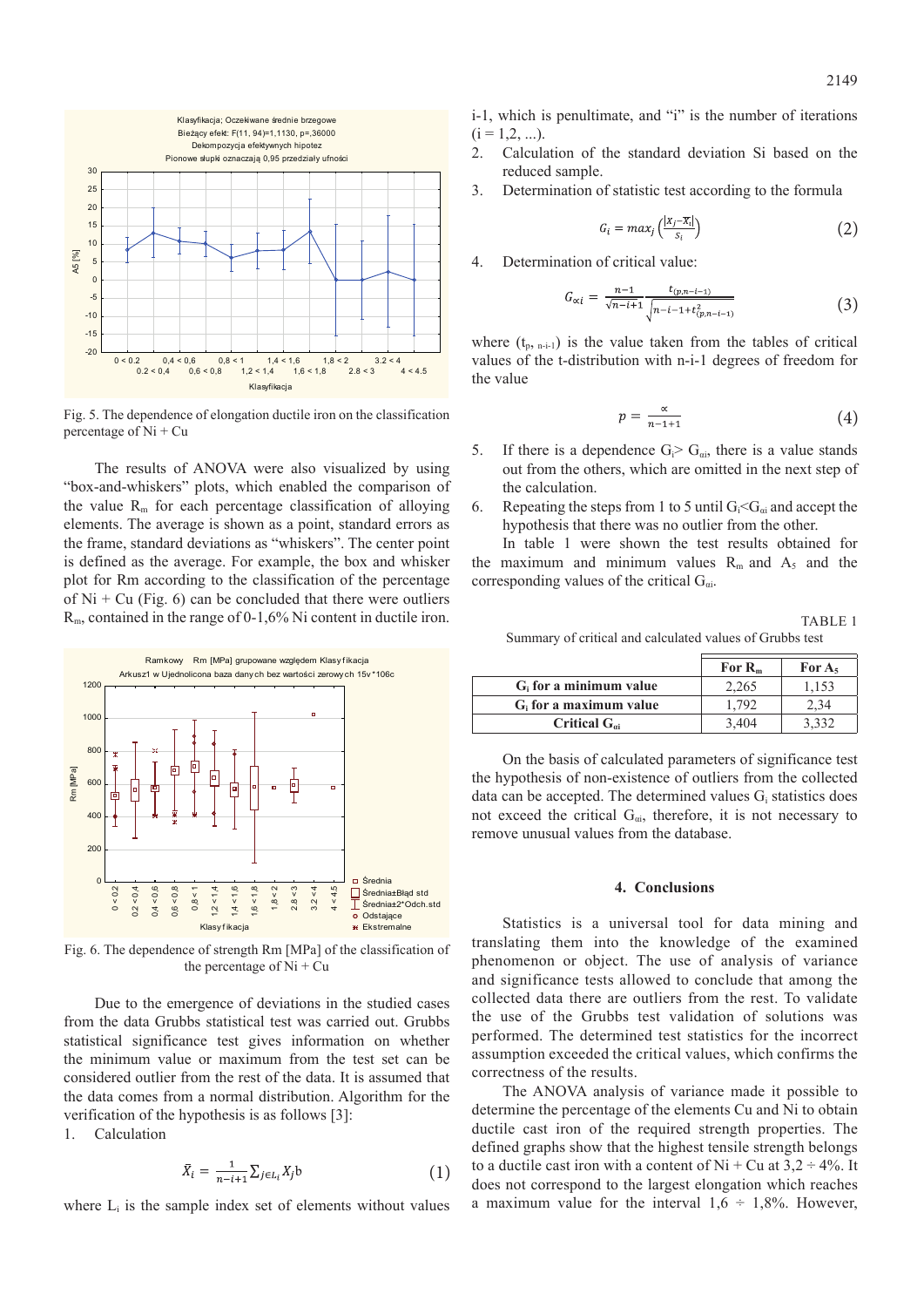Fig. 5. The dependence of elongation ductile iron on the classification percentage of Ni + Cu

The results of ANOVA were also visualized by using "box-and-whiskers" plots, which enabled the comparison of the value $R_m$ for each percentage classification of alloying elements. The average is shown as a point, standard errors as the frame, standard deviations as "whiskers". The center point is defined as the average. For example, the box and whisker plot for Rm according to the classification of the percentage of Ni + Cu (Fig. 6) can be concluded that there were outliers $R_m$, contained in the range of 0-1,6% Ni content in ductile iron.

Fig. 6. The dependence of strength Rm [MPa] of the classification of the percentage of Ni + Cu

Due to the emergence of deviations in the studied cases from the data Grubbs statistical test was carried out. Grubbs statistical significance test gives information on whether the minimum value or maximum from the test set can be considered outlier from the rest of the data. It is assumed that the data comes from a normal distribution. Algorithm for the verification of the hypothesis is as follows [3]:

1. Calculation

$$\bar{X}_i = \frac{1}{n-i+1}\sum_{j\in L_i} X_j b \tag{1}$$

where $L_i$ is the sample index set of elements without values i-1, which is penultimate, and "i" is the number of iterations (i = 1,2, ...).

2. Calculation of the standard deviation Si based on the reduced sample.
3. Determination of statistic test according to the formula

$$G_i = max_j\left(\frac{|X_j - \bar{X}_i|}{S_i}\right) \tag{2}$$

4. Determination of critical value:

$$G_{\alpha i} = \frac{n-1}{\sqrt{n-i+1}}\frac{t_{(p,n-i-1)}}{\sqrt{n-i-1+t^2_{(p,n-i-1)}}} \tag{3}$$

where ($t_{p,\,n-i-1}$) is the value taken from the tables of critical values of the t-distribution with n-i-1 degrees of freedom for the value

$$p = \frac{\alpha}{n-1+1} \tag{4}$$

5. If there is a dependence $G_i > G_{\alpha i}$, there is a value stands out from the others, which are omitted in the next step of the calculation.
6. Repeating the steps from 1 to 5 until $G_i < G_{\alpha i}$ and accept the hypothesis that there was no outlier from the other.

In table 1 were shown the test results obtained for the maximum and minimum values $R_m$ and $A_5$ and the corresponding values of the critical $G_{\alpha i}$.

TABLE 1

Summary of critical and calculated values of Grubbs test

| | For $R_m$ | For $A_5$ |
|---|---|---|
| **$G_i$ for a minimum value** | 2,265 | 1,153 |
| **$G_i$ for a maximum value** | 1,792 | 2,34 |
| **Critical $G_{\alpha i}$** | 3,404 | 3,332 |

On the basis of calculated parameters of significance test the hypothesis of non-existence of outliers from the collected data can be accepted. The determined values $G_i$ statistics does not exceed the critical $G_{\alpha i}$, therefore, it is not necessary to remove unusual values from the database.

## 4. Conclusions

Statistics is a universal tool for data mining and translating them into the knowledge of the examined phenomenon or object. The use of analysis of variance and significance tests allowed to conclude that among the collected data there are outliers from the rest. To validate the use of the Grubbs test validation of solutions was performed. The determined test statistics for the incorrect assumption exceeded the critical values, which confirms the correctness of the results.

The ANOVA analysis of variance made it possible to determine the percentage of the elements Cu and Ni to obtain ductile cast iron of the required strength properties. The defined graphs show that the highest tensile strength belongs to a ductile cast iron with a content of Ni + Cu at 3,2 ÷ 4%. It does not correspond to the largest elongation which reaches a maximum value for the interval 1,6 ÷ 1,8%. However,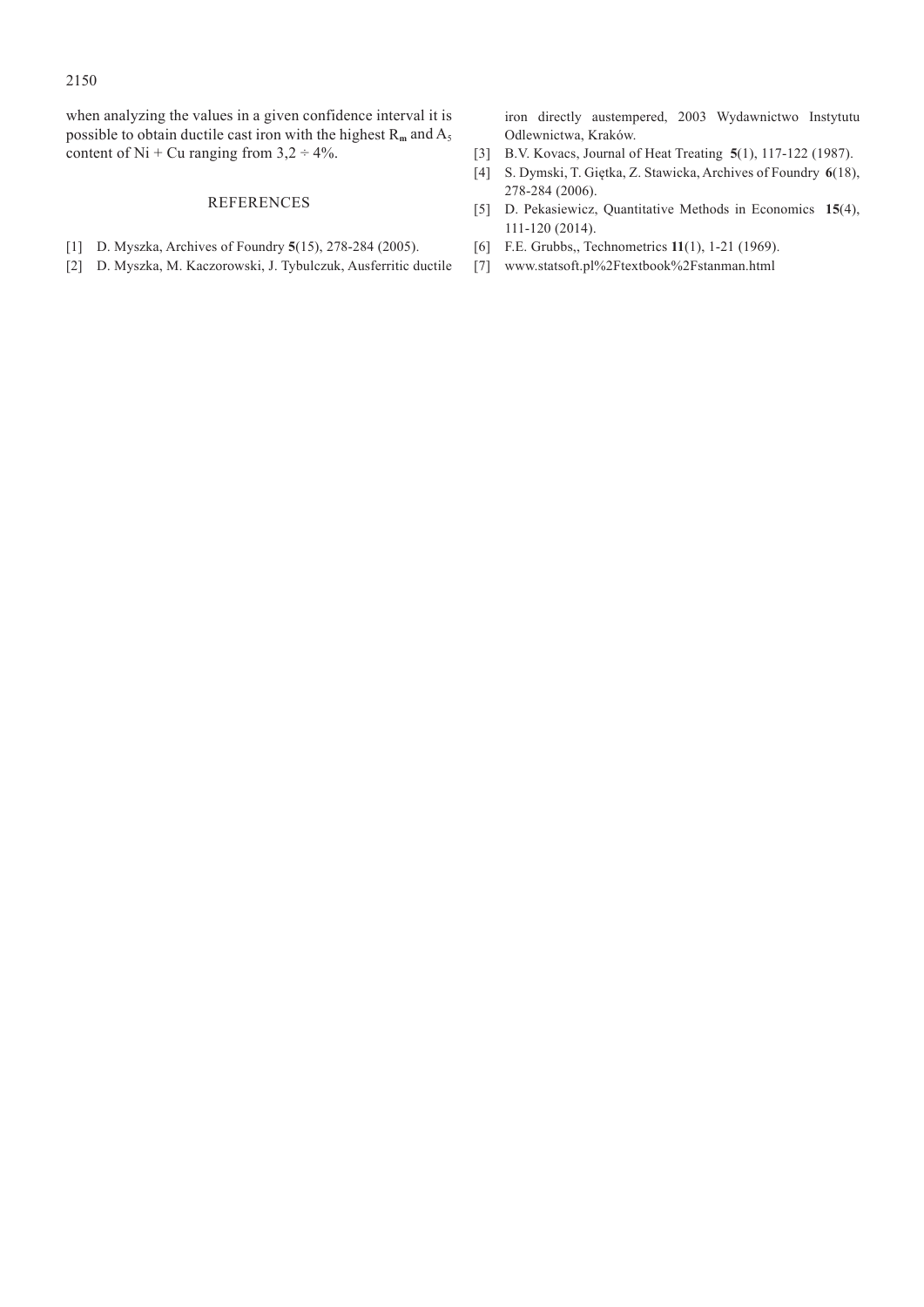when analyzing the values in a given confidence interval it is possible to obtain ductile cast iron with the highest $R_m$ and $A_5$ content of Ni + Cu ranging from 3,2 ÷ 4%.

## REFERENCES

[1] D. Myszka, Archives of Foundry **5**(15), 278-284 (2005).

[2] D. Myszka, M. Kaczorowski, J. Tybulczuk, Ausferritic ductile iron directly austempered, 2003 Wydawnictwo Instytutu Odlewnictwa, Kraków.

[3] B.V. Kovacs, Journal of Heat Treating **5**(1), 117-122 (1987).

[4] S. Dymski, T. Giętka, Z. Stawicka, Archives of Foundry **6**(18), 278-284 (2006).

[5] D. Pekasiewicz, Quantitative Methods in Economics **15**(4), 111-120 (2014).

[6] F.E. Grubbs,, Technometrics **11**(1), 1-21 (1969).

[7] www.statsoft.pl%2Ftextbook%2Fstanman.html